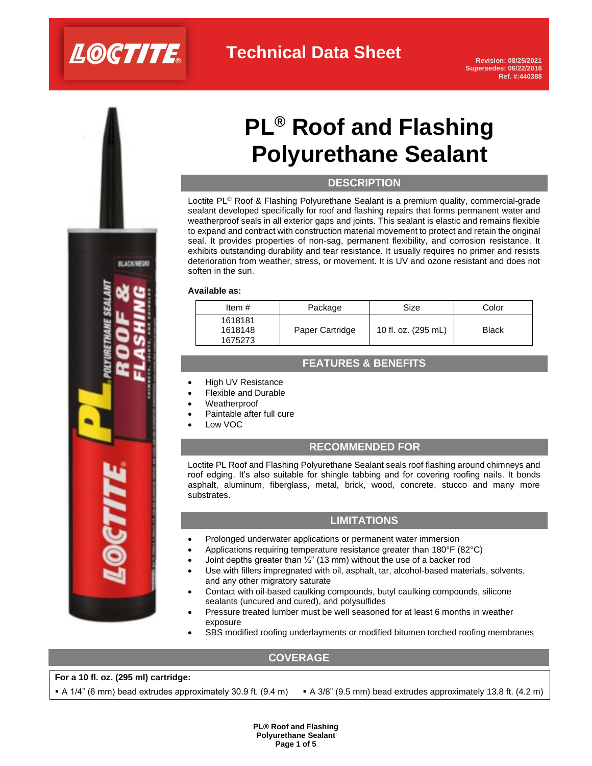# Technical Data Sheet

Revision: 08/25/2021
Supersedes: 06/22/2016
Ref. #:440388

# PL® Roof and Flashing Polyurethane Sealant

## DESCRIPTION

Loctite PL® Roof & Flashing Polyurethane Sealant is a premium quality, commercial-grade sealant developed specifically for roof and flashing repairs that forms permanent water and weatherproof seals in all exterior gaps and joints. This sealant is elastic and remains flexible to expand and contract with construction material movement to protect and retain the original seal. It provides properties of non-sag, permanent flexibility, and corrosion resistance. It exhibits outstanding durability and tear resistance. It usually requires no primer and resists deterioration from weather, stress, or movement. It is UV and ozone resistant and does not soften in the sun.

**Available as:**

| Item # | Package | Size | Color |
|---|---|---|---|
| 1618181<br>1618148<br>1675273 | Paper Cartridge | 10 fl. oz. (295 mL) | Black |

## FEATURES & BENEFITS

- High UV Resistance
- Flexible and Durable
- Weatherproof
- Paintable after full cure
- Low VOC

## RECOMMENDED FOR

Loctite PL Roof and Flashing Polyurethane Sealant seals roof flashing around chimneys and roof edging. It's also suitable for shingle tabbing and for covering roofing nails. It bonds asphalt, aluminum, fiberglass, metal, brick, wood, concrete, stucco and many more substrates.

## LIMITATIONS

- Prolonged underwater applications or permanent water immersion
- Applications requiring temperature resistance greater than 180°F (82°C)
- Joint depths greater than ½" (13 mm) without the use of a backer rod
- Use with fillers impregnated with oil, asphalt, tar, alcohol-based materials, solvents, and any other migratory saturate
- Contact with oil-based caulking compounds, butyl caulking compounds, silicone sealants (uncured and cured), and polysulfides
- Pressure treated lumber must be well seasoned for at least 6 months in weather exposure
- SBS modified roofing underlayments or modified bitumen torched roofing membranes

## COVERAGE

**For a 10 fl. oz. (295 ml) cartridge:**

- A 1/4" (6 mm) bead extrudes approximately 30.9 ft. (9.4 m)
- A 3/8" (9.5 mm) bead extrudes approximately 13.8 ft. (4.2 m)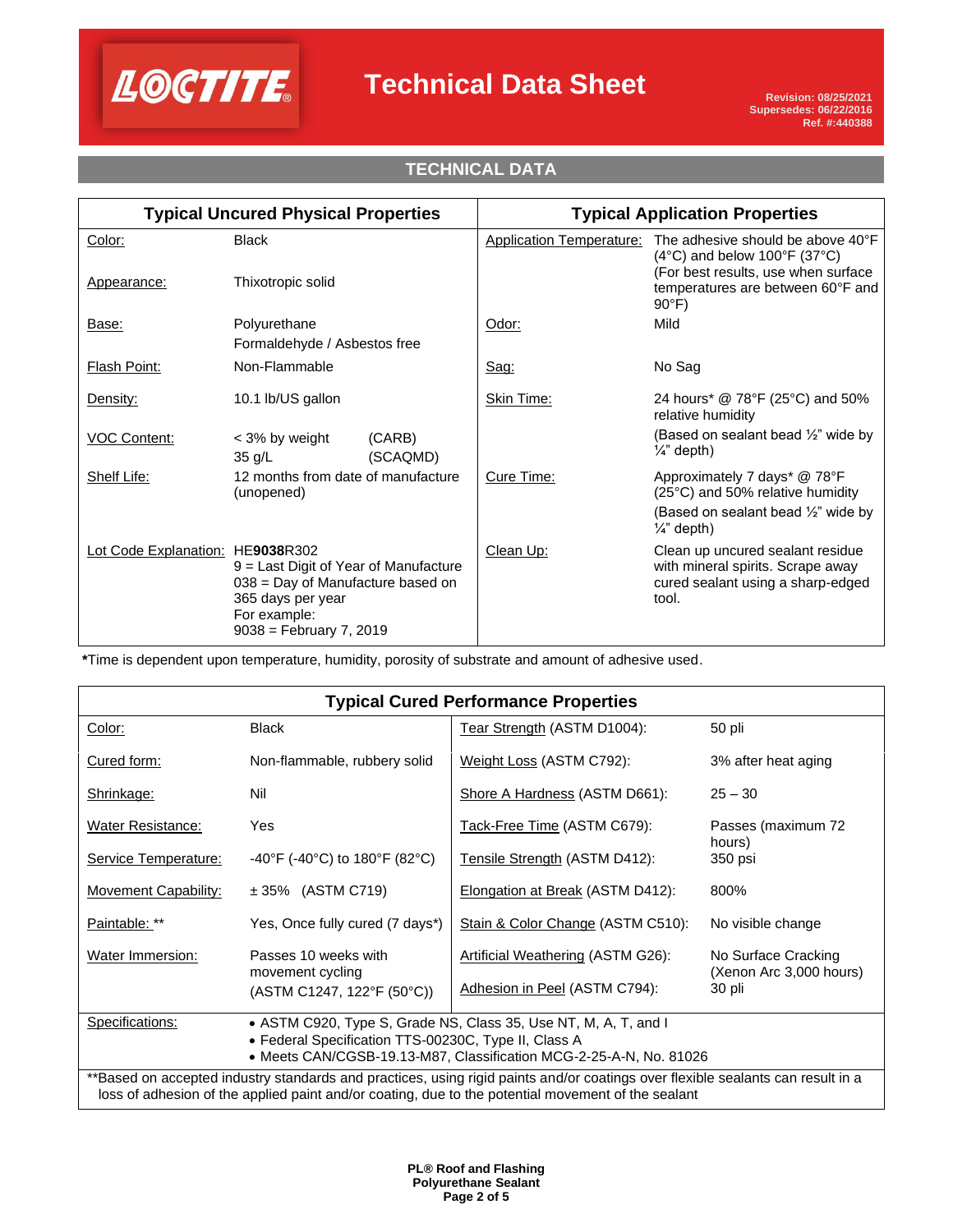## TECHNICAL DATA

| Typical Uncured Physical Properties | | Typical Application Properties | |
|---|---|---|---|
| Color: | Black | Application Temperature: | The adhesive should be above 40°F (4°C) and below 100°F (37°C) (For best results, use when surface temperatures are between 60°F and 90°F) |
| Appearance: | Thixotropic solid | | |
| Base: | Polyurethane<br>Formaldehyde / Asbestos free | Odor: | Mild |
| Flash Point: | Non-Flammable | Sag: | No Sag |
| Density: | 10.1 lb/US gallon | Skin Time: | 24 hours* @ 78°F (25°C) and 50% relative humidity<br>(Based on sealant bead ½" wide by ¼" depth) |
| VOC Content: | < 3% by weight (CARB)<br>35 g/L (SCAQMD) | | |
| Shelf Life: | 12 months from date of manufacture (unopened) | Cure Time: | Approximately 7 days* @ 78°F (25°C) and 50% relative humidity<br>(Based on sealant bead ½" wide by ¼" depth) |
| Lot Code Explanation: | HE**9038**R302<br>9 = Last Digit of Year of Manufacture<br>038 = Day of Manufacture based on 365 days per year<br>For example:<br>9038 = February 7, 2019 | Clean Up: | Clean up uncured sealant residue with mineral spirits. Scrape away cured sealant using a sharp-edged tool. |

**\***Time is dependent upon temperature, humidity, porosity of substrate and amount of adhesive used.

| Typical Cured Performance Properties | | | |
|---|---|---|---|
| Color: | Black | Tear Strength (ASTM D1004): | 50 pli |
| Cured form: | Non-flammable, rubbery solid | Weight Loss (ASTM C792): | 3% after heat aging |
| Shrinkage: | Nil | Shore A Hardness (ASTM D661): | 25 – 30 |
| Water Resistance: | Yes | Tack-Free Time (ASTM C679): | Passes (maximum 72 hours) |
| Service Temperature: | -40°F (-40°C) to 180°F (82°C) | Tensile Strength (ASTM D412): | 350 psi |
| Movement Capability: | ± 35% (ASTM C719) | Elongation at Break (ASTM D412): | 800% |
| Paintable: ** | Yes, Once fully cured (7 days*) | Stain & Color Change (ASTM C510): | No visible change |
| Water Immersion: | Passes 10 weeks with movement cycling (ASTM C1247, 122°F (50°C)) | Artificial Weathering (ASTM G26): | No Surface Cracking (Xenon Arc 3,000 hours) |
| | | Adhesion in Peel (ASTM C794): | 30 pli |
| Specifications: | • ASTM C920, Type S, Grade NS, Class 35, Use NT, M, A, T, and I<br>• Federal Specification TTS-00230C, Type II, Class A<br>• Meets CAN/CGSB-19.13-M87, Classification MCG-2-25-A-N, No. 81026 | | |

**Based on accepted industry standards and practices, using rigid paints and/or coatings over flexible sealants can result in a loss of adhesion of the applied paint and/or coating, due to the potential movement of the sealant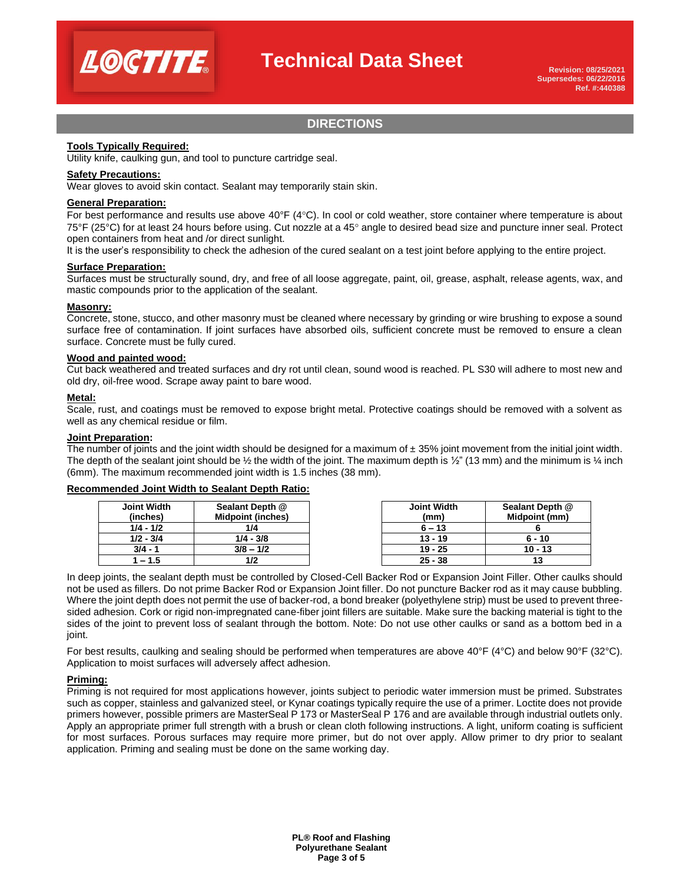## DIRECTIONS

**Tools Typically Required:**
Utility knife, caulking gun, and tool to puncture cartridge seal.

**Safety Precautions:**
Wear gloves to avoid skin contact. Sealant may temporarily stain skin.

**General Preparation:**
For best performance and results use above 40°F (4°C). In cool or cold weather, store container where temperature is about 75°F (25°C) for at least 24 hours before using. Cut nozzle at a 45° angle to desired bead size and puncture inner seal. Protect open containers from heat and /or direct sunlight.
It is the user's responsibility to check the adhesion of the cured sealant on a test joint before applying to the entire project.

**Surface Preparation:**
Surfaces must be structurally sound, dry, and free of all loose aggregate, paint, oil, grease, asphalt, release agents, wax, and mastic compounds prior to the application of the sealant.

**Masonry:**
Concrete, stone, stucco, and other masonry must be cleaned where necessary by grinding or wire brushing to expose a sound surface free of contamination. If joint surfaces have absorbed oils, sufficient concrete must be removed to ensure a clean surface. Concrete must be fully cured.

**Wood and painted wood:**
Cut back weathered and treated surfaces and dry rot until clean, sound wood is reached. PL S30 will adhere to most new and old dry, oil-free wood. Scrape away paint to bare wood.

**Metal:**
Scale, rust, and coatings must be removed to expose bright metal. Protective coatings should be removed with a solvent as well as any chemical residue or film.

**Joint Preparation:**
The number of joints and the joint width should be designed for a maximum of ± 35% joint movement from the initial joint width. The depth of the sealant joint should be ½ the width of the joint. The maximum depth is ½" (13 mm) and the minimum is ¼ inch (6mm). The maximum recommended joint width is 1.5 inches (38 mm).

**Recommended Joint Width to Sealant Depth Ratio:**

| Joint Width (inches) | Sealant Depth @ Midpoint (inches) |
|---|---|
| 1/4 - 1/2 | 1/4 |
| 1/2 - 3/4 | 1/4 - 3/8 |
| 3/4 - 1 | 3/8 – 1/2 |
| 1 – 1.5 | 1/2 |

| Joint Width (mm) | Sealant Depth @ Midpoint (mm) |
|---|---|
| 6 – 13 | 6 |
| 13 - 19 | 6 - 10 |
| 19 - 25 | 10 - 13 |
| 25 - 38 | 13 |

In deep joints, the sealant depth must be controlled by Closed-Cell Backer Rod or Expansion Joint Filler. Other caulks should not be used as fillers. Do not prime Backer Rod or Expansion Joint filler. Do not puncture Backer rod as it may cause bubbling. Where the joint depth does not permit the use of backer-rod, a bond breaker (polyethylene strip) must be used to prevent three-sided adhesion. Cork or rigid non-impregnated cane-fiber joint fillers are suitable. Make sure the backing material is tight to the sides of the joint to prevent loss of sealant through the bottom. Note: Do not use other caulks or sand as a bottom bed in a joint.

For best results, caulking and sealing should be performed when temperatures are above 40°F (4°C) and below 90°F (32°C). Application to moist surfaces will adversely affect adhesion.

**Priming:**
Priming is not required for most applications however, joints subject to periodic water immersion must be primed. Substrates such as copper, stainless and galvanized steel, or Kynar coatings typically require the use of a primer. Loctite does not provide primers however, possible primers are MasterSeal P 173 or MasterSeal P 176 and are available through industrial outlets only. Apply an appropriate primer full strength with a brush or clean cloth following instructions. A light, uniform coating is sufficient for most surfaces. Porous surfaces may require more primer, but do not over apply. Allow primer to dry prior to sealant application. Priming and sealing must be done on the same working day.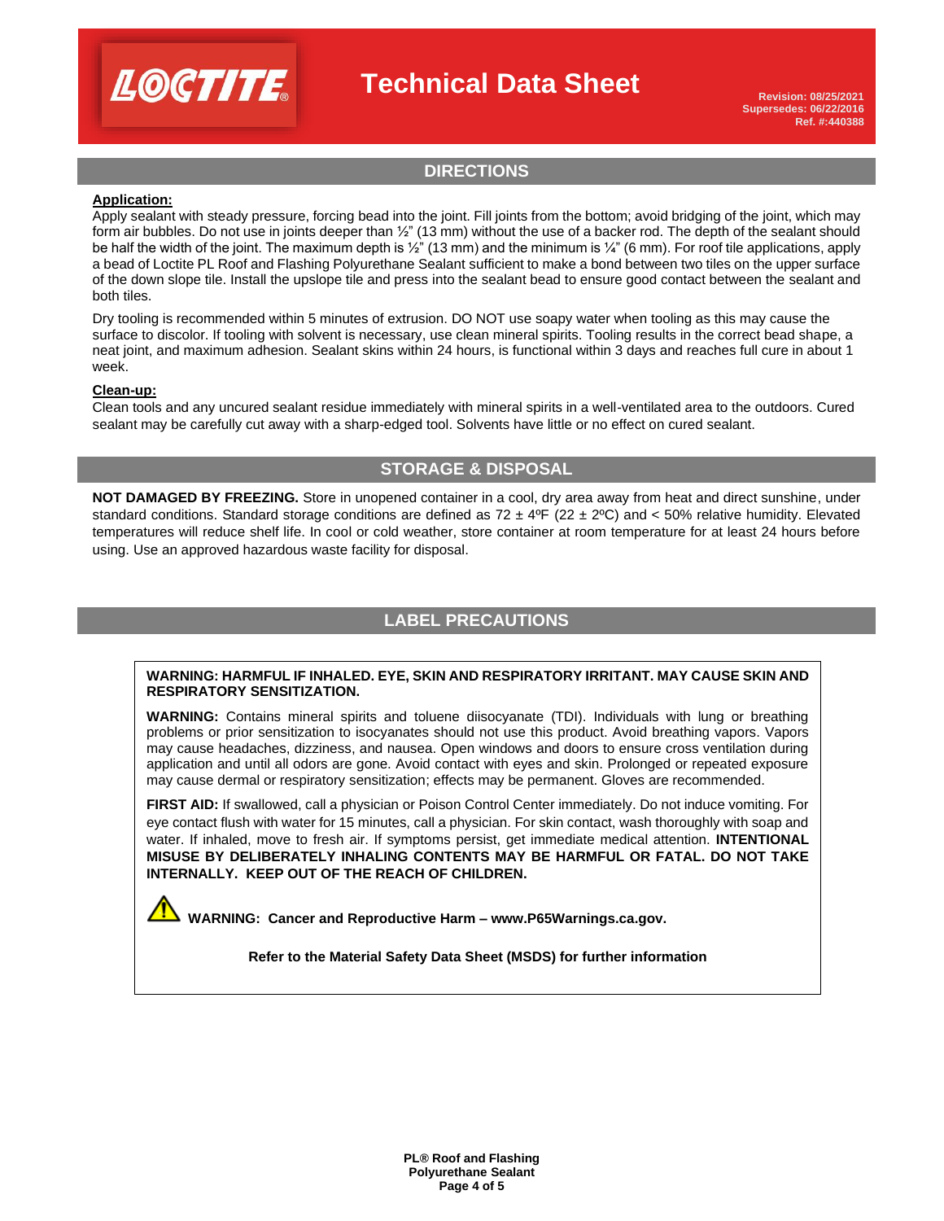## DIRECTIONS

**Application:**

Apply sealant with steady pressure, forcing bead into the joint. Fill joints from the bottom; avoid bridging of the joint, which may form air bubbles. Do not use in joints deeper than ½" (13 mm) without the use of a backer rod. The depth of the sealant should be half the width of the joint. The maximum depth is ½" (13 mm) and the minimum is ¼" (6 mm). For roof tile applications, apply a bead of Loctite PL Roof and Flashing Polyurethane Sealant sufficient to make a bond between two tiles on the upper surface of the down slope tile. Install the upslope tile and press into the sealant bead to ensure good contact between the sealant and both tiles.

Dry tooling is recommended within 5 minutes of extrusion. DO NOT use soapy water when tooling as this may cause the surface to discolor. If tooling with solvent is necessary, use clean mineral spirits. Tooling results in the correct bead shape, a neat joint, and maximum adhesion. Sealant skins within 24 hours, is functional within 3 days and reaches full cure in about 1 week.

**Clean-up:**

Clean tools and any uncured sealant residue immediately with mineral spirits in a well-ventilated area to the outdoors. Cured sealant may be carefully cut away with a sharp-edged tool. Solvents have little or no effect on cured sealant.

## STORAGE & DISPOSAL

**NOT DAMAGED BY FREEZING.** Store in unopened container in a cool, dry area away from heat and direct sunshine, under standard conditions. Standard storage conditions are defined as 72 ± 4ºF (22 ± 2ºC) and < 50% relative humidity. Elevated temperatures will reduce shelf life. In cool or cold weather, store container at room temperature for at least 24 hours before using. Use an approved hazardous waste facility for disposal.

## LABEL PRECAUTIONS

**WARNING: HARMFUL IF INHALED. EYE, SKIN AND RESPIRATORY IRRITANT. MAY CAUSE SKIN AND RESPIRATORY SENSITIZATION.**

**WARNING:** Contains mineral spirits and toluene diisocyanate (TDI). Individuals with lung or breathing problems or prior sensitization to isocyanates should not use this product. Avoid breathing vapors. Vapors may cause headaches, dizziness, and nausea. Open windows and doors to ensure cross ventilation during application and until all odors are gone. Avoid contact with eyes and skin. Prolonged or repeated exposure may cause dermal or respiratory sensitization; effects may be permanent. Gloves are recommended.

**FIRST AID:** If swallowed, call a physician or Poison Control Center immediately. Do not induce vomiting. For eye contact flush with water for 15 minutes, call a physician. For skin contact, wash thoroughly with soap and water. If inhaled, move to fresh air. If symptoms persist, get immediate medical attention. **INTENTIONAL MISUSE BY DELIBERATELY INHALING CONTENTS MAY BE HARMFUL OR FATAL. DO NOT TAKE INTERNALLY. KEEP OUT OF THE REACH OF CHILDREN.**

**WARNING: Cancer and Reproductive Harm – www.P65Warnings.ca.gov.**

**Refer to the Material Safety Data Sheet (MSDS) for further information**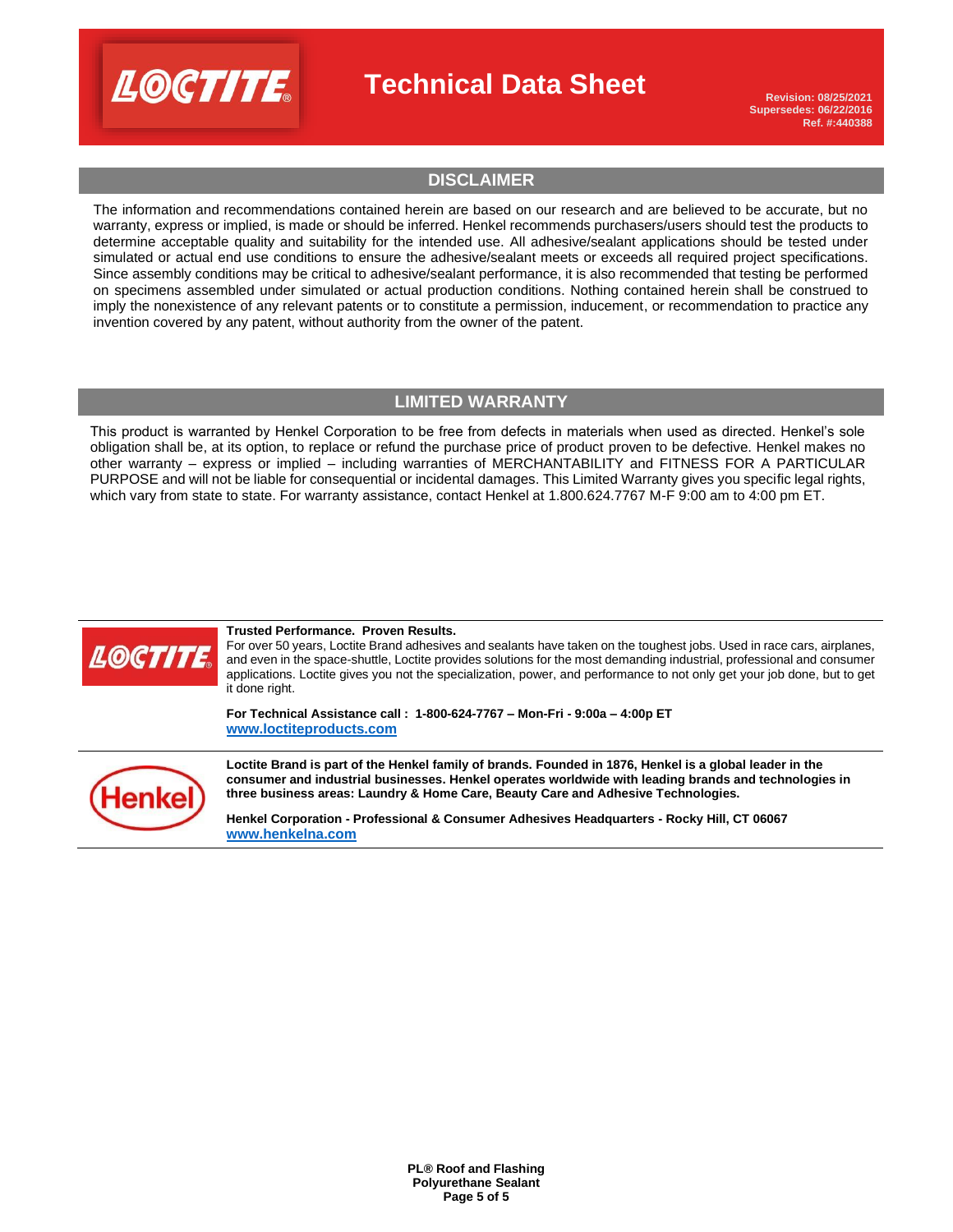## DISCLAIMER

The information and recommendations contained herein are based on our research and are believed to be accurate, but no warranty, express or implied, is made or should be inferred. Henkel recommends purchasers/users should test the products to determine acceptable quality and suitability for the intended use. All adhesive/sealant applications should be tested under simulated or actual end use conditions to ensure the adhesive/sealant meets or exceeds all required project specifications. Since assembly conditions may be critical to adhesive/sealant performance, it is also recommended that testing be performed on specimens assembled under simulated or actual production conditions. Nothing contained herein shall be construed to imply the nonexistence of any relevant patents or to constitute a permission, inducement, or recommendation to practice any invention covered by any patent, without authority from the owner of the patent.

## LIMITED WARRANTY

This product is warranted by Henkel Corporation to be free from defects in materials when used as directed. Henkel's sole obligation shall be, at its option, to replace or refund the purchase price of product proven to be defective. Henkel makes no other warranty – express or implied – including warranties of MERCHANTABILITY and FITNESS FOR A PARTICULAR PURPOSE and will not be liable for consequential or incidental damages. This Limited Warranty gives you specific legal rights, which vary from state to state. For warranty assistance, contact Henkel at 1.800.624.7767 M-F 9:00 am to 4:00 pm ET.

**Trusted Performance. Proven Results.**

For over 50 years, Loctite Brand adhesives and sealants have taken on the toughest jobs. Used in race cars, airplanes, and even in the space-shuttle, Loctite provides solutions for the most demanding industrial, professional and consumer applications. Loctite gives you not the specialization, power, and performance to not only get your job done, but to get it done right.

**For Technical Assistance call : 1-800-624-7767 – Mon-Fri - 9:00a – 4:00p ET**
**www.loctiteproducts.com**

**Loctite Brand is part of the Henkel family of brands. Founded in 1876, Henkel is a global leader in the consumer and industrial businesses. Henkel operates worldwide with leading brands and technologies in three business areas: Laundry & Home Care, Beauty Care and Adhesive Technologies.**

**Henkel Corporation - Professional & Consumer Adhesives Headquarters - Rocky Hill, CT 06067**
**www.henkelna.com**